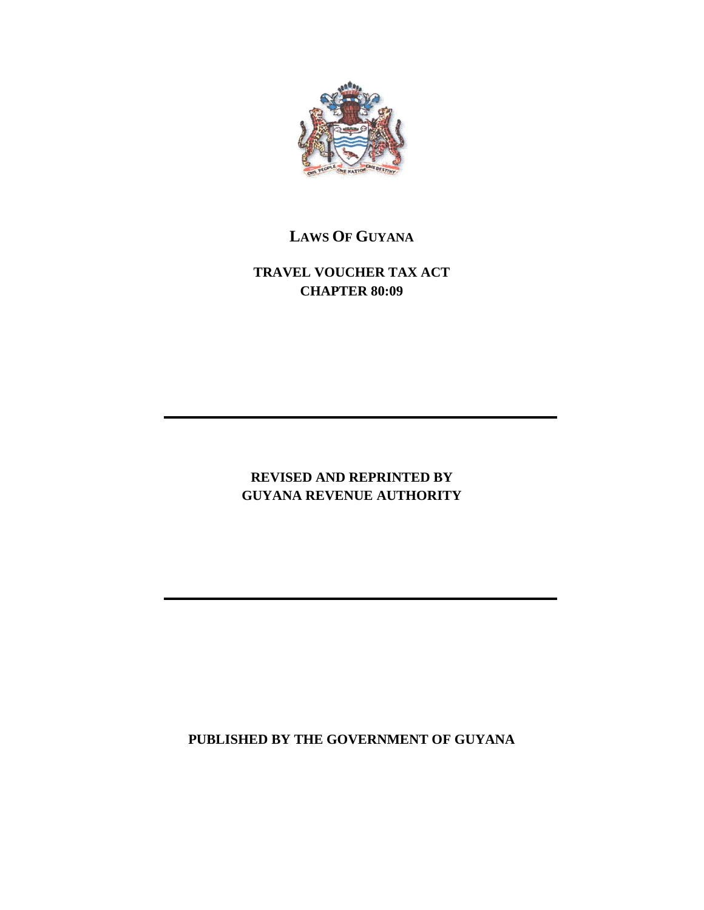# LAWS OF GUYANA

## TRAVEL VOUCHER TAX ACT
## CHAPTER 80:09

---

**REVISED AND REPRINTED BY**
**GUYANA REVENUE AUTHORITY**

---

**PUBLISHED BY THE GOVERNMENT OF GUYANA**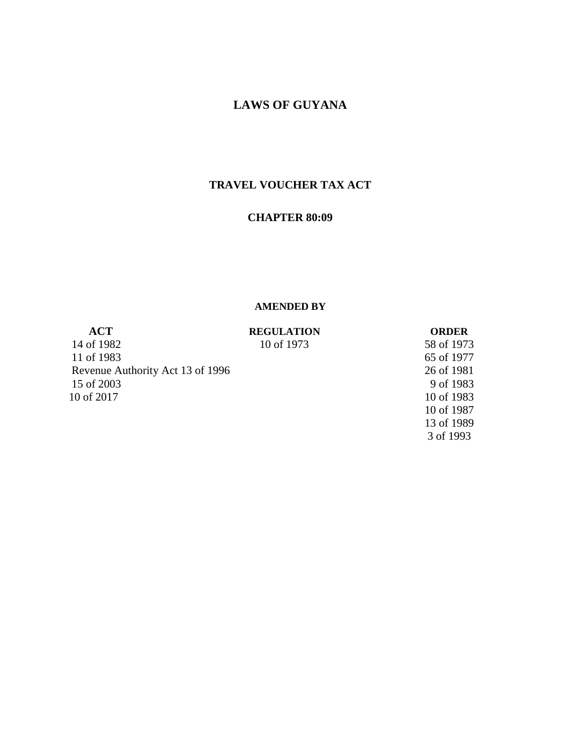# LAWS OF GUYANA

## TRAVEL VOUCHER TAX ACT

## CHAPTER 80:09

**AMENDED BY**

| ACT | REGULATION | ORDER |
|---|---|---|
| 14 of 1982 | 10 of 1973 | 58 of 1973 |
| 11 of 1983 | | 65 of 1977 |
| Revenue Authority Act 13 of 1996 | | 26 of 1981 |
| 15 of 2003 | | 9 of 1983 |
| 10 of 2017 | | 10 of 1983 |
| | | 10 of 1987 |
| | | 13 of 1989 |
| | | 3 of 1993 |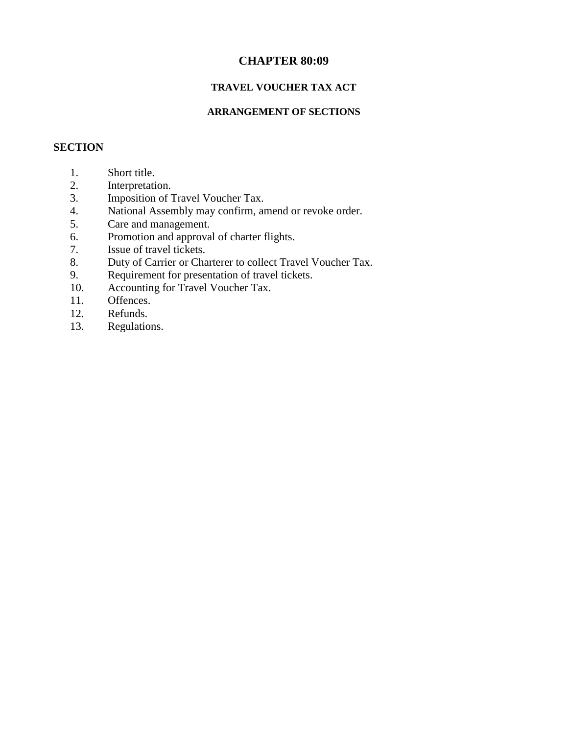# CHAPTER 80:09

## TRAVEL VOUCHER TAX ACT

### ARRANGEMENT OF SECTIONS

**SECTION**

1. Short title.
2. Interpretation.
3. Imposition of Travel Voucher Tax.
4. National Assembly may confirm, amend or revoke order.
5. Care and management.
6. Promotion and approval of charter flights.
7. Issue of travel tickets.
8. Duty of Carrier or Charterer to collect Travel Voucher Tax.
9. Requirement for presentation of travel tickets.
10. Accounting for Travel Voucher Tax.
11. Offences.
12. Refunds.
13. Regulations.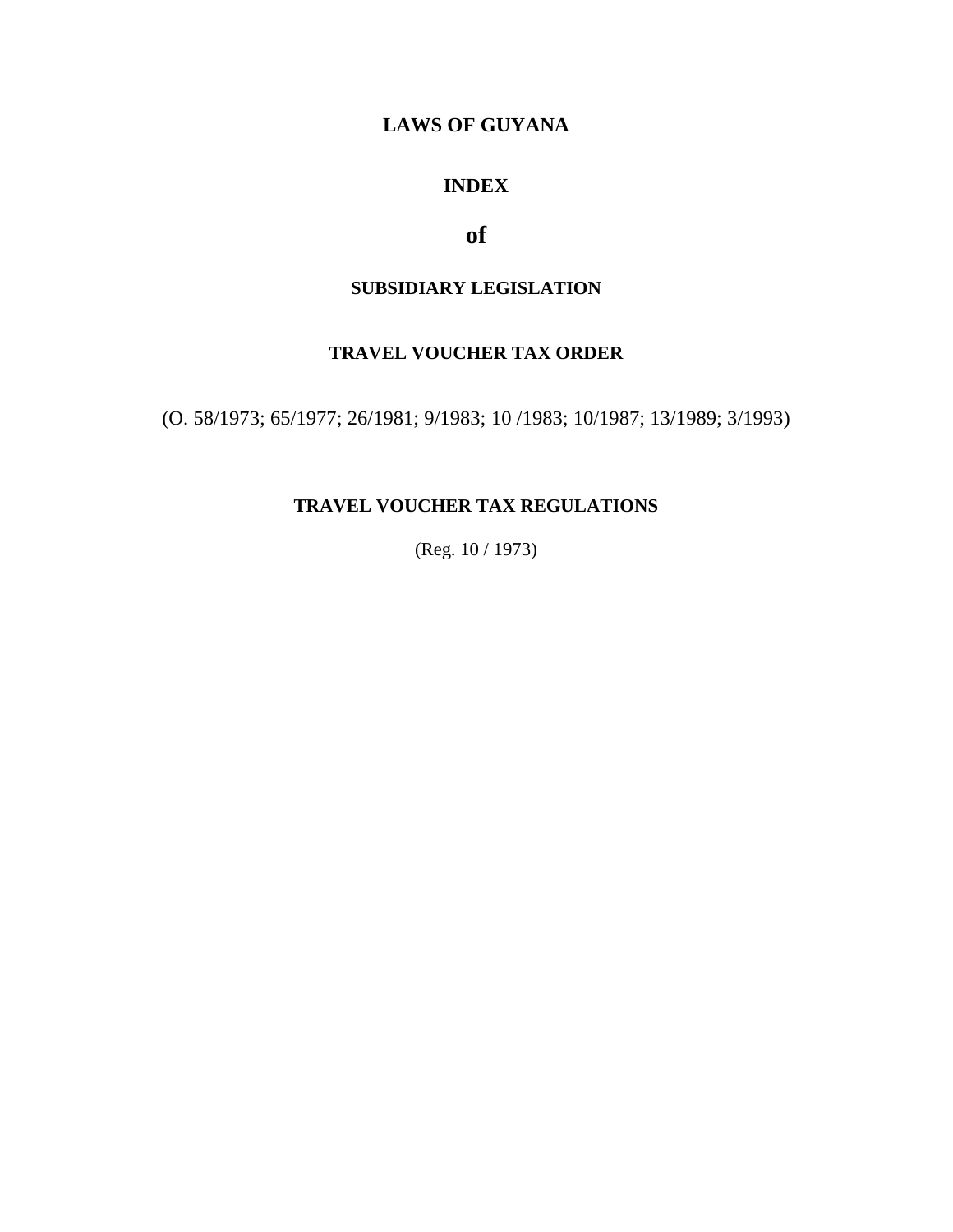# LAWS OF GUYANA

## INDEX

## of

### SUBSIDIARY LEGISLATION

### TRAVEL VOUCHER TAX ORDER

(O. 58/1973; 65/1977; 26/1981; 9/1983; 10 /1983; 10/1987; 13/1989; 3/1993)

### TRAVEL VOUCHER TAX REGULATIONS

(Reg. 10 / 1973)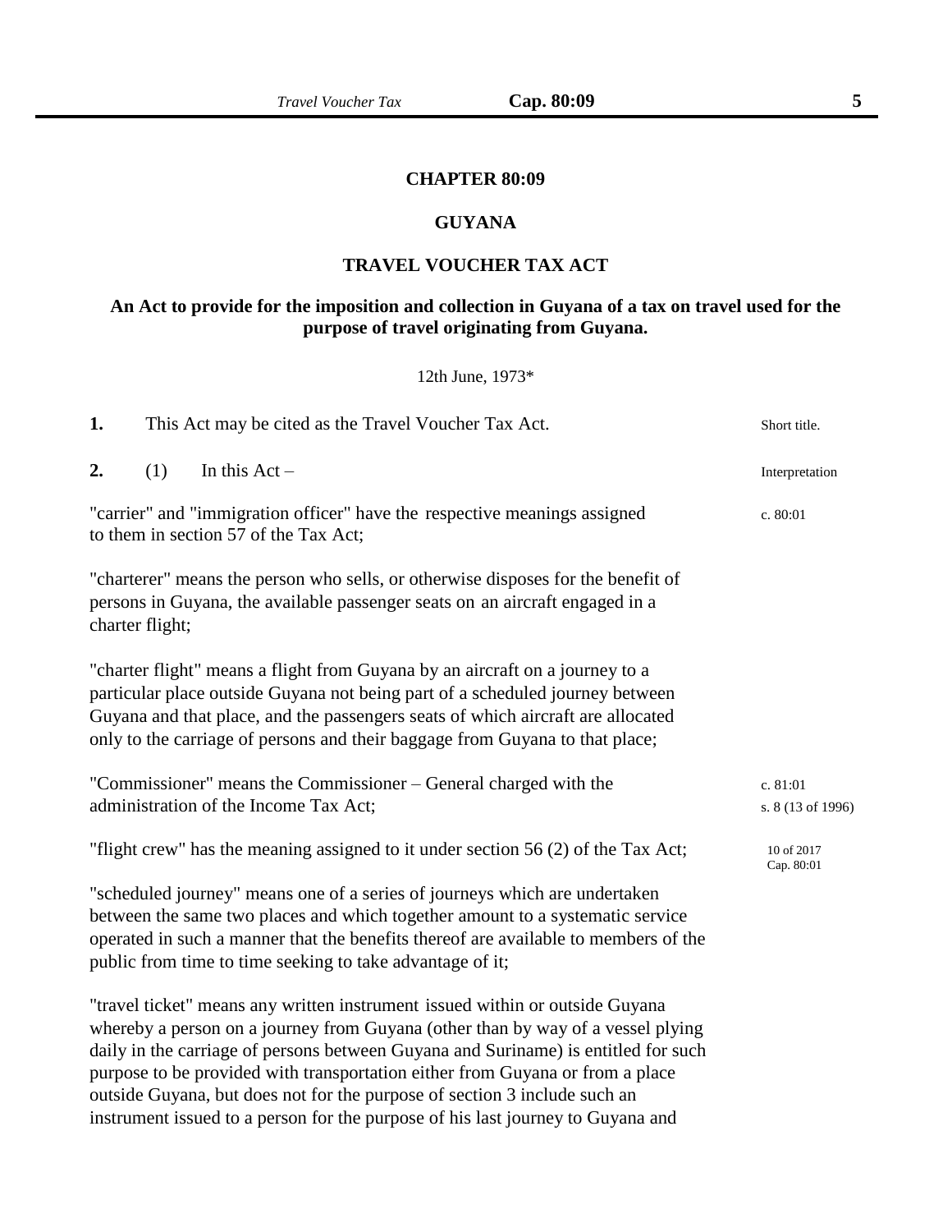# CHAPTER 80:09

## GUYANA

## TRAVEL VOUCHER TAX ACT

**An Act to provide for the imposition and collection in Guyana of a tax on travel used for the purpose of travel originating from Guyana.**

12th June, 1973*

**1.** This Act may be cited as the Travel Voucher Tax Act. *Short title.*

**2.** (1) In this Act – *Interpretation*

"carrier" and "immigration officer" have the respective meanings assigned to them in section 57 of the Tax Act; *c. 80:01*

"charterer" means the person who sells, or otherwise disposes for the benefit of persons in Guyana, the available passenger seats on an aircraft engaged in a charter flight;

"charter flight" means a flight from Guyana by an aircraft on a journey to a particular place outside Guyana not being part of a scheduled journey between Guyana and that place, and the passengers seats of which aircraft are allocated only to the carriage of persons and their baggage from Guyana to that place;

"Commissioner" means the Commissioner – General charged with the administration of the Income Tax Act; *c. 81:01 s. 8 (13 of 1996)*

"flight crew" has the meaning assigned to it under section 56 (2) of the Tax Act; *10 of 2017 Cap. 80:01*

"scheduled journey" means one of a series of journeys which are undertaken between the same two places and which together amount to a systematic service operated in such a manner that the benefits thereof are available to members of the public from time to time seeking to take advantage of it;

"travel ticket" means any written instrument issued within or outside Guyana whereby a person on a journey from Guyana (other than by way of a vessel plying daily in the carriage of persons between Guyana and Suriname) is entitled for such purpose to be provided with transportation either from Guyana or from a place outside Guyana, but does not for the purpose of section 3 include such an instrument issued to a person for the purpose of his last journey to Guyana and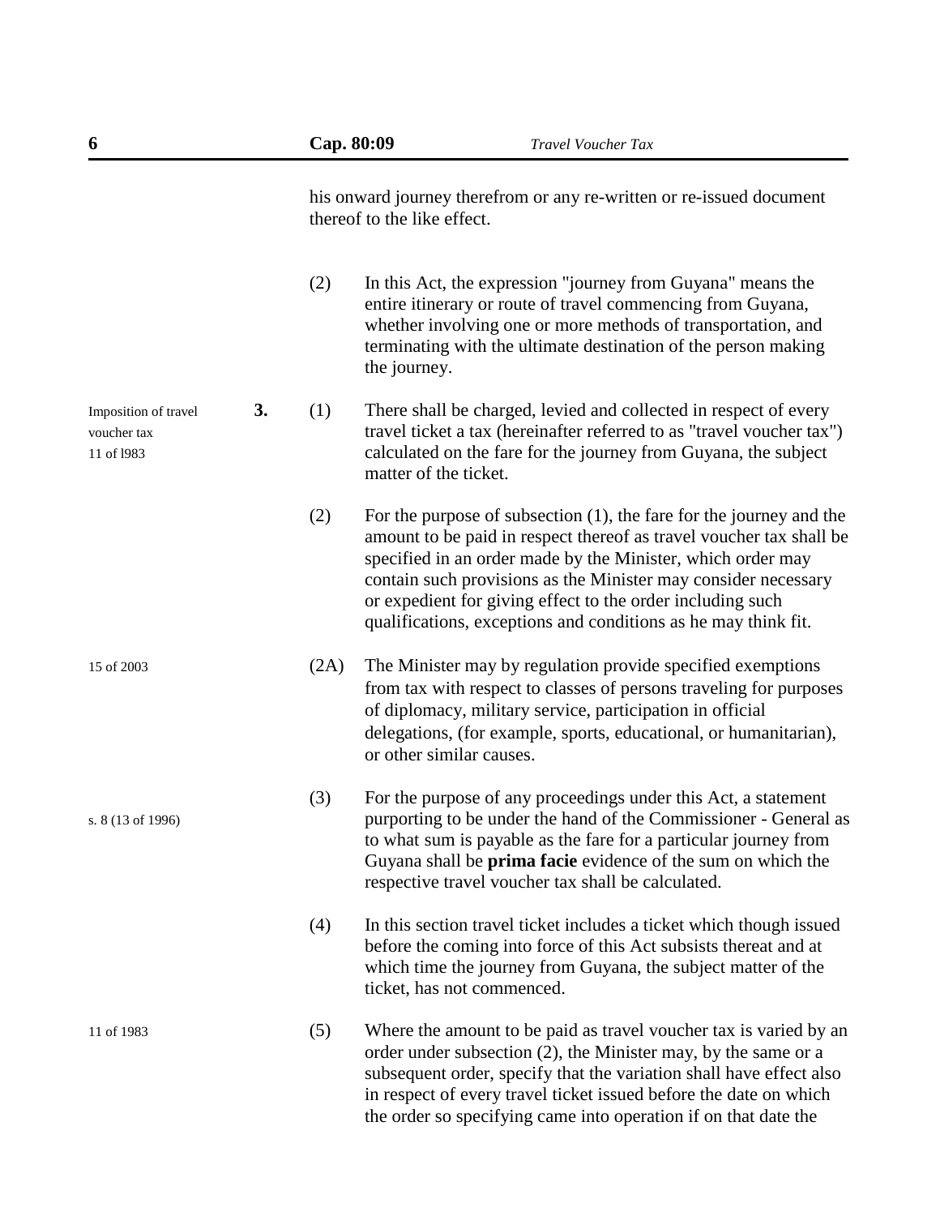his onward journey therefrom or any re-written or re-issued document thereof to the like effect.

(2) In this Act, the expression "journey from Guyana" means the entire itinerary or route of travel commencing from Guyana, whether involving one or more methods of transportation, and terminating with the ultimate destination of the person making the journey.

Imposition of travel voucher tax
11 of l983

**3.** (1) There shall be charged, levied and collected in respect of every travel ticket a tax (hereinafter referred to as "travel voucher tax") calculated on the fare for the journey from Guyana, the subject matter of the ticket.

(2) For the purpose of subsection (1), the fare for the journey and the amount to be paid in respect thereof as travel voucher tax shall be specified in an order made by the Minister, which order may contain such provisions as the Minister may consider necessary or expedient for giving effect to the order including such qualifications, exceptions and conditions as he may think fit.

15 of 2003

(2A) The Minister may by regulation provide specified exemptions from tax with respect to classes of persons traveling for purposes of diplomacy, military service, participation in official delegations, (for example, sports, educational, or humanitarian), or other similar causes.

s. 8 (13 of 1996)

(3) For the purpose of any proceedings under this Act, a statement purporting to be under the hand of the Commissioner - General as to what sum is payable as the fare for a particular journey from Guyana shall be **prima facie** evidence of the sum on which the respective travel voucher tax shall be calculated.

(4) In this section travel ticket includes a ticket which though issued before the coming into force of this Act subsists thereat and at which time the journey from Guyana, the subject matter of the ticket, has not commenced.

11 of 1983

(5) Where the amount to be paid as travel voucher tax is varied by an order under subsection (2), the Minister may, by the same or a subsequent order, specify that the variation shall have effect also in respect of every travel ticket issued before the date on which the order so specifying came into operation if on that date the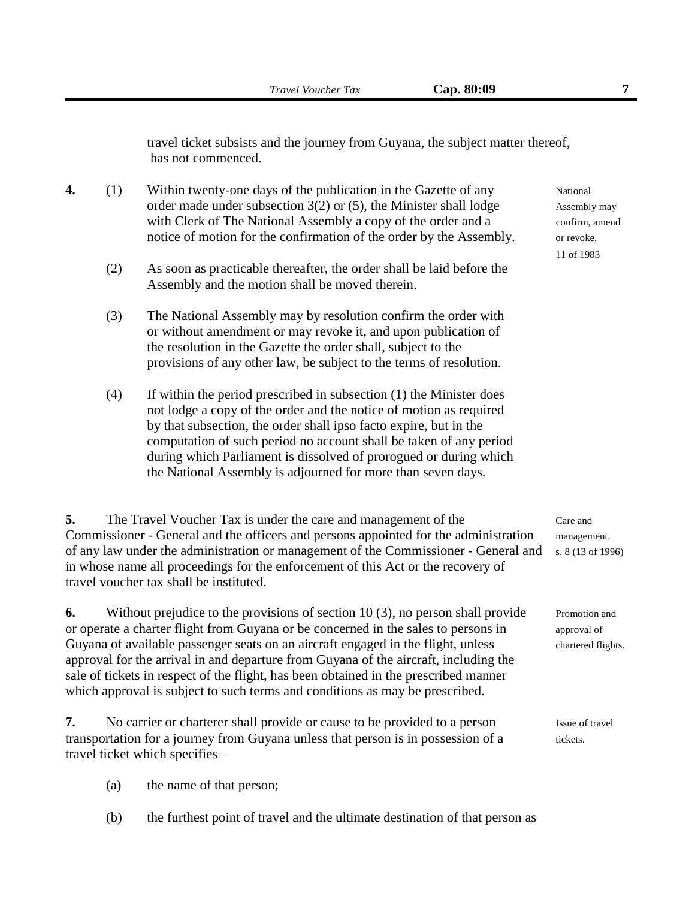travel ticket subsists and the journey from Guyana, the subject matter thereof, has not commenced.

**4.** (1) Within twenty-one days of the publication in the Gazette of any order made under subsection 3(2) or (5), the Minister shall lodge with Clerk of The National Assembly a copy of the order and a notice of motion for the confirmation of the order by the Assembly.

National Assembly may confirm, amend or revoke.
11 of 1983

(2) As soon as practicable thereafter, the order shall be laid before the Assembly and the motion shall be moved therein.

(3) The National Assembly may by resolution confirm the order with or without amendment or may revoke it, and upon publication of the resolution in the Gazette the order shall, subject to the provisions of any other law, be subject to the terms of resolution.

(4) If within the period prescribed in subsection (1) the Minister does not lodge a copy of the order and the notice of motion as required by that subsection, the order shall ipso facto expire, but in the computation of such period no account shall be taken of any period during which Parliament is dissolved of prorogued or during which the National Assembly is adjourned for more than seven days.

**5.** The Travel Voucher Tax is under the care and management of the Commissioner - General and the officers and persons appointed for the administration of any law under the administration or management of the Commissioner - General and in whose name all proceedings for the enforcement of this Act or the recovery of travel voucher tax shall be instituted.

Care and management.
s. 8 (13 of 1996)

**6.** Without prejudice to the provisions of section 10 (3), no person shall provide or operate a charter flight from Guyana or be concerned in the sales to persons in Guyana of available passenger seats on an aircraft engaged in the flight, unless approval for the arrival in and departure from Guyana of the aircraft, including the sale of tickets in respect of the flight, has been obtained in the prescribed manner which approval is subject to such terms and conditions as may be prescribed.

Promotion and approval of chartered flights.

**7.** No carrier or charterer shall provide or cause to be provided to a person transportation for a journey from Guyana unless that person is in possession of a travel ticket which specifies –

Issue of travel tickets.

(a) the name of that person;

(b) the furthest point of travel and the ultimate destination of that person as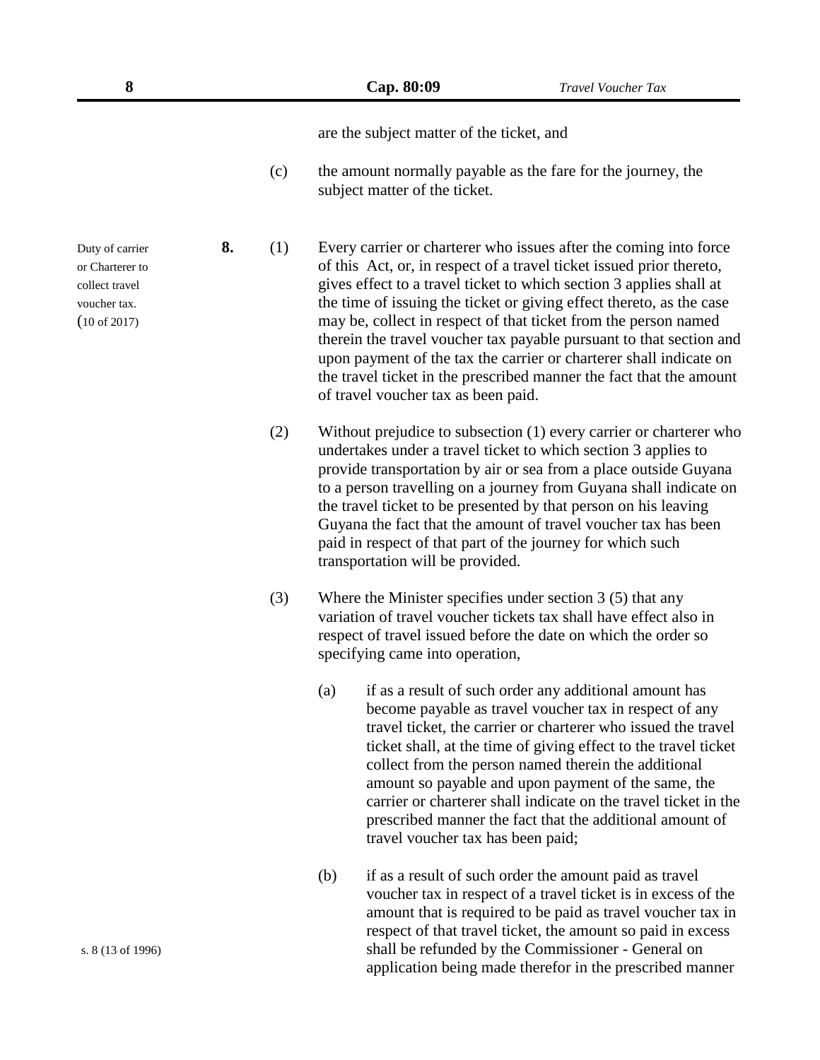are the subject matter of the ticket, and

(c) the amount normally payable as the fare for the journey, the subject matter of the ticket.

Duty of carrier or Charterer to collect travel voucher tax. (10 of 2017)

**8.** (1) Every carrier or charterer who issues after the coming into force of this Act, or, in respect of a travel ticket issued prior thereto, gives effect to a travel ticket to which section 3 applies shall at the time of issuing the ticket or giving effect thereto, as the case may be, collect in respect of that ticket from the person named therein the travel voucher tax payable pursuant to that section and upon payment of the tax the carrier or charterer shall indicate on the travel ticket in the prescribed manner the fact that the amount of travel voucher tax as been paid.

(2) Without prejudice to subsection (1) every carrier or charterer who undertakes under a travel ticket to which section 3 applies to provide transportation by air or sea from a place outside Guyana to a person travelling on a journey from Guyana shall indicate on the travel ticket to be presented by that person on his leaving Guyana the fact that the amount of travel voucher tax has been paid in respect of that part of the journey for which such transportation will be provided.

(3) Where the Minister specifies under section 3 (5) that any variation of travel voucher tickets tax shall have effect also in respect of travel issued before the date on which the order so specifying came into operation,

(a) if as a result of such order any additional amount has become payable as travel voucher tax in respect of any travel ticket, the carrier or charterer who issued the travel ticket shall, at the time of giving effect to the travel ticket collect from the person named therein the additional amount so payable and upon payment of the same, the carrier or charterer shall indicate on the travel ticket in the prescribed manner the fact that the additional amount of travel voucher tax has been paid;

s. 8 (13 of 1996)

(b) if as a result of such order the amount paid as travel voucher tax in respect of a travel ticket is in excess of the amount that is required to be paid as travel voucher tax in respect of that travel ticket, the amount so paid in excess shall be refunded by the Commissioner - General on application being made therefor in the prescribed manner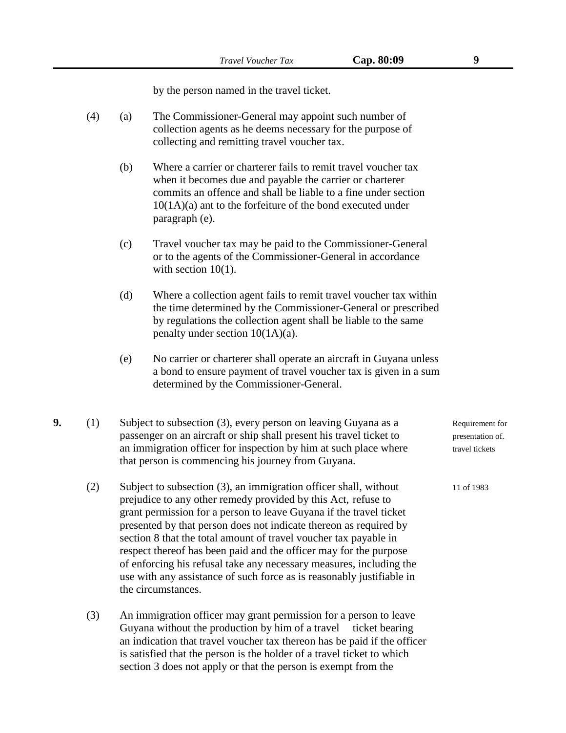by the person named in the travel ticket.

(4) (a) The Commissioner-General may appoint such number of collection agents as he deems necessary for the purpose of collecting and remitting travel voucher tax.

(b) Where a carrier or charterer fails to remit travel voucher tax when it becomes due and payable the carrier or charterer commits an offence and shall be liable to a fine under section 10(1A)(a) ant to the forfeiture of the bond executed under paragraph (e).

(c) Travel voucher tax may be paid to the Commissioner-General or to the agents of the Commissioner-General in accordance with section 10(1).

(d) Where a collection agent fails to remit travel voucher tax within the time determined by the Commissioner-General or prescribed by regulations the collection agent shall be liable to the same penalty under section 10(1A)(a).

(e) No carrier or charterer shall operate an aircraft in Guyana unless a bond to ensure payment of travel voucher tax is given in a sum determined by the Commissioner-General.

**9.** (1) Subject to subsection (3), every person on leaving Guyana as a passenger on an aircraft or ship shall present his travel ticket to an immigration officer for inspection by him at such place where that person is commencing his journey from Guyana.

Requirement for presentation of. travel tickets

(2) Subject to subsection (3), an immigration officer shall, without prejudice to any other remedy provided by this Act, refuse to grant permission for a person to leave Guyana if the travel ticket presented by that person does not indicate thereon as required by section 8 that the total amount of travel voucher tax payable in respect thereof has been paid and the officer may for the purpose of enforcing his refusal take any necessary measures, including the use with any assistance of such force as is reasonably justifiable in the circumstances.

11 of 1983

(3) An immigration officer may grant permission for a person to leave Guyana without the production by him of a travel ticket bearing an indication that travel voucher tax thereon has be paid if the officer is satisfied that the person is the holder of a travel ticket to which section 3 does not apply or that the person is exempt from the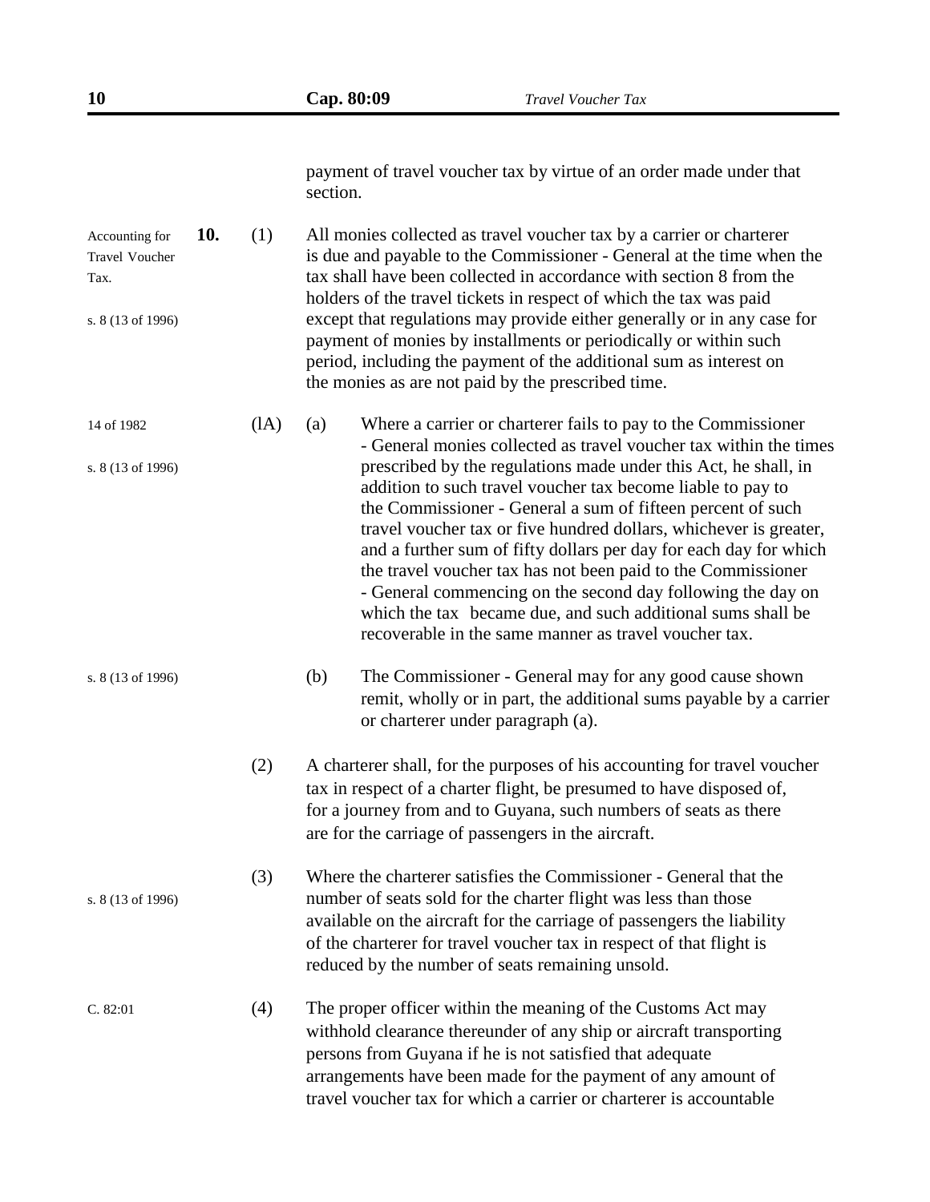payment of travel voucher tax by virtue of an order made under that section.

Accounting for Travel Voucher Tax.

s. 8 (13 of 1996)

**10.** (1) All monies collected as travel voucher tax by a carrier or charterer is due and payable to the Commissioner - General at the time when the tax shall have been collected in accordance with section 8 from the holders of the travel tickets in respect of which the tax was paid except that regulations may provide either generally or in any case for payment of monies by installments or periodically or within such period, including the payment of the additional sum as interest on the monies as are not paid by the prescribed time.

14 of 1982

s. 8 (13 of 1996)

(lA) (a) Where a carrier or charterer fails to pay to the Commissioner - General monies collected as travel voucher tax within the times prescribed by the regulations made under this Act, he shall, in addition to such travel voucher tax become liable to pay to the Commissioner - General a sum of fifteen percent of such travel voucher tax or five hundred dollars, whichever is greater, and a further sum of fifty dollars per day for each day for which the travel voucher tax has not been paid to the Commissioner - General commencing on the second day following the day on which the tax became due, and such additional sums shall be recoverable in the same manner as travel voucher tax.

s. 8 (13 of 1996)

(b) The Commissioner - General may for any good cause shown remit, wholly or in part, the additional sums payable by a carrier or charterer under paragraph (a).

(2) A charterer shall, for the purposes of his accounting for travel voucher tax in respect of a charter flight, be presumed to have disposed of, for a journey from and to Guyana, such numbers of seats as there are for the carriage of passengers in the aircraft.

s. 8 (13 of 1996)

(3) Where the charterer satisfies the Commissioner - General that the number of seats sold for the charter flight was less than those available on the aircraft for the carriage of passengers the liability of the charterer for travel voucher tax in respect of that flight is reduced by the number of seats remaining unsold.

C. 82:01

(4) The proper officer within the meaning of the Customs Act may withhold clearance thereunder of any ship or aircraft transporting persons from Guyana if he is not satisfied that adequate arrangements have been made for the payment of any amount of travel voucher tax for which a carrier or charterer is accountable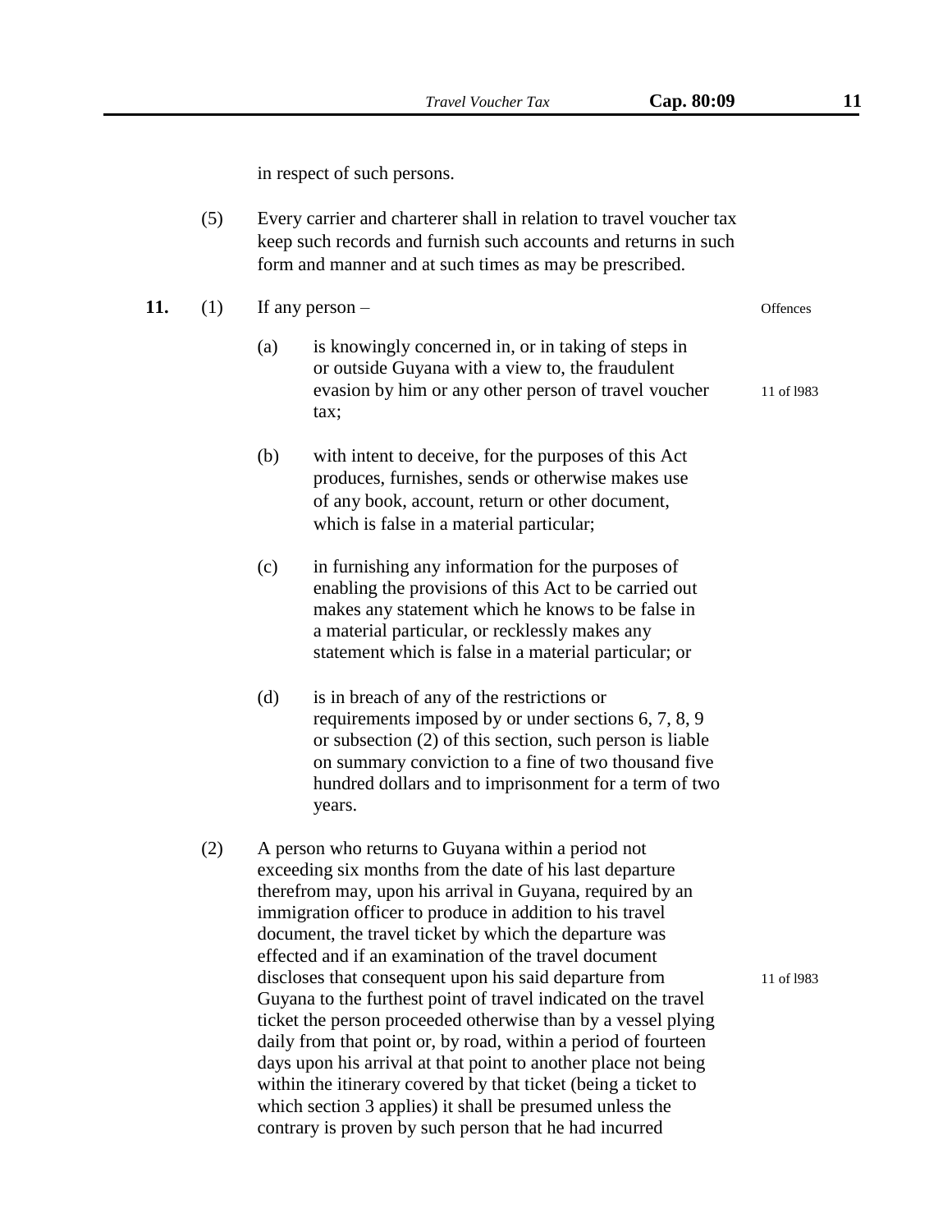in respect of such persons.

(5) Every carrier and charterer shall in relation to travel voucher tax keep such records and furnish such accounts and returns in such form and manner and at such times as may be prescribed.

**11.** (1) If any person – Offences

(a) is knowingly concerned in, or in taking of steps in or outside Guyana with a view to, the fraudulent evasion by him or any other person of travel voucher tax; 11 of l983

(b) with intent to deceive, for the purposes of this Act produces, furnishes, sends or otherwise makes use of any book, account, return or other document, which is false in a material particular;

(c) in furnishing any information for the purposes of enabling the provisions of this Act to be carried out makes any statement which he knows to be false in a material particular, or recklessly makes any statement which is false in a material particular; or

(d) is in breach of any of the restrictions or requirements imposed by or under sections 6, 7, 8, 9 or subsection (2) of this section, such person is liable on summary conviction to a fine of two thousand five hundred dollars and to imprisonment for a term of two years.

(2) A person who returns to Guyana within a period not exceeding six months from the date of his last departure therefrom may, upon his arrival in Guyana, required by an immigration officer to produce in addition to his travel document, the travel ticket by which the departure was effected and if an examination of the travel document discloses that consequent upon his said departure from Guyana to the furthest point of travel indicated on the travel ticket the person proceeded otherwise than by a vessel plying daily from that point or, by road, within a period of fourteen days upon his arrival at that point to another place not being within the itinerary covered by that ticket (being a ticket to which section 3 applies) it shall be presumed unless the contrary is proven by such person that he had incurred 11 of l983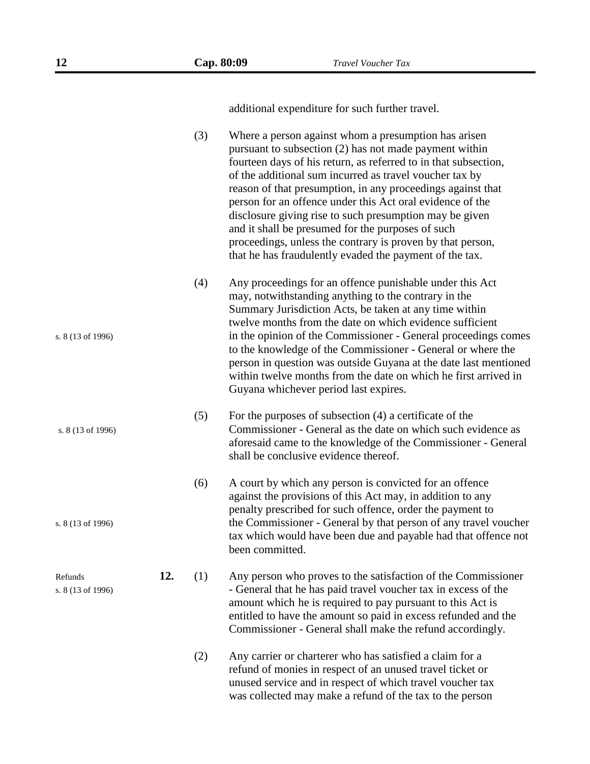additional expenditure for such further travel.

(3) Where a person against whom a presumption has arisen pursuant to subsection (2) has not made payment within fourteen days of his return, as referred to in that subsection, of the additional sum incurred as travel voucher tax by reason of that presumption, in any proceedings against that person for an offence under this Act oral evidence of the disclosure giving rise to such presumption may be given and it shall be presumed for the purposes of such proceedings, unless the contrary is proven by that person, that he has fraudulently evaded the payment of the tax.

s. 8 (13 of 1996)

(4) Any proceedings for an offence punishable under this Act may, notwithstanding anything to the contrary in the Summary Jurisdiction Acts, be taken at any time within twelve months from the date on which evidence sufficient in the opinion of the Commissioner - General proceedings comes to the knowledge of the Commissioner - General or where the person in question was outside Guyana at the date last mentioned within twelve months from the date on which he first arrived in Guyana whichever period last expires.

s. 8 (13 of 1996)

(5) For the purposes of subsection (4) a certificate of the Commissioner - General as the date on which such evidence as aforesaid came to the knowledge of the Commissioner - General shall be conclusive evidence thereof.

s. 8 (13 of 1996)

(6) A court by which any person is convicted for an offence against the provisions of this Act may, in addition to any penalty prescribed for such offence, order the payment to the Commissioner - General by that person of any travel voucher tax which would have been due and payable had that offence not been committed.

Refunds
s. 8 (13 of 1996)

**12.** (1) Any person who proves to the satisfaction of the Commissioner - General that he has paid travel voucher tax in excess of the amount which he is required to pay pursuant to this Act is entitled to have the amount so paid in excess refunded and the Commissioner - General shall make the refund accordingly.

(2) Any carrier or charterer who has satisfied a claim for a refund of monies in respect of an unused travel ticket or unused service and in respect of which travel voucher tax was collected may make a refund of the tax to the person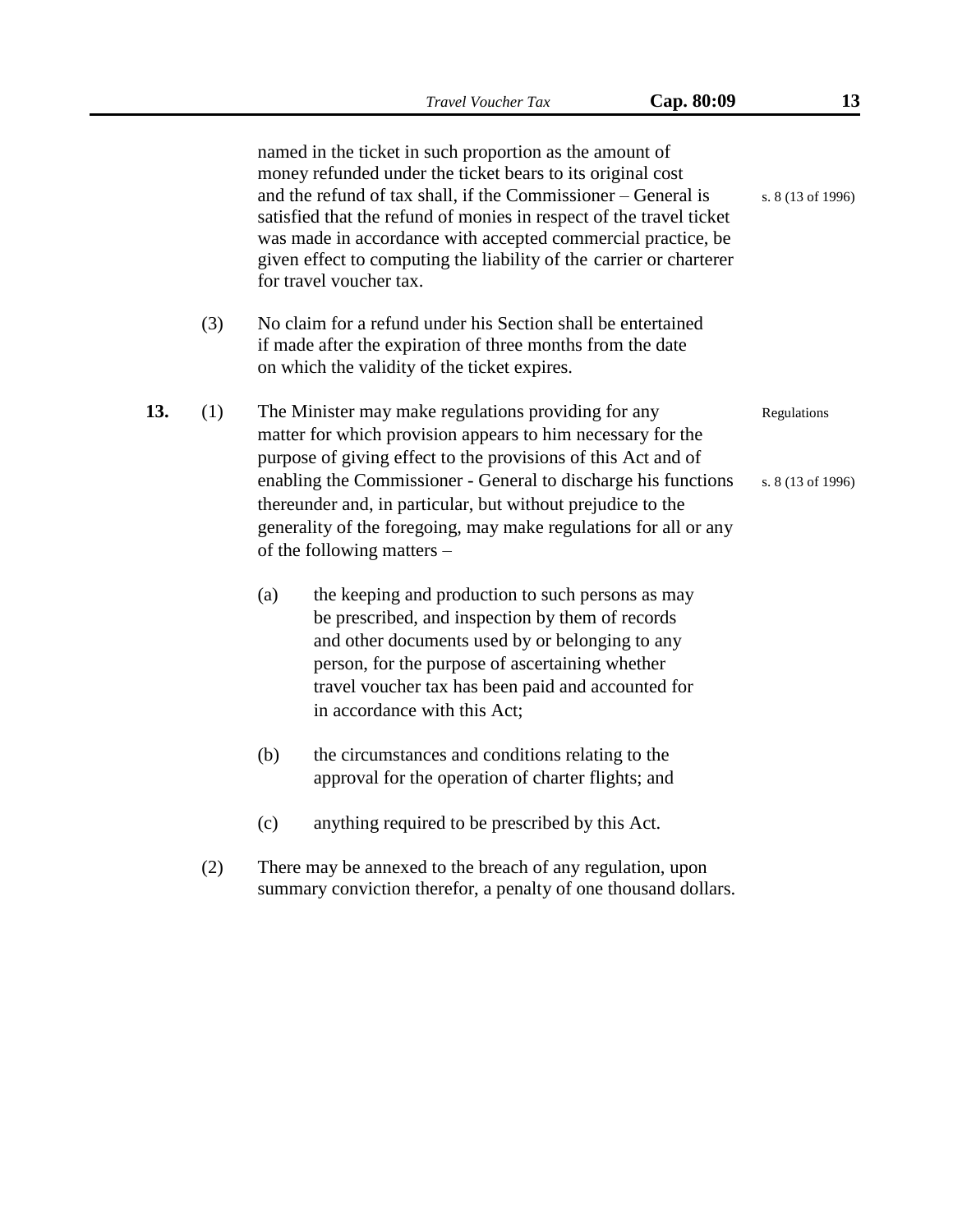named in the ticket in such proportion as the amount of money refunded under the ticket bears to its original cost and the refund of tax shall, if the Commissioner – General is satisfied that the refund of monies in respect of the travel ticket was made in accordance with accepted commercial practice, be given effect to computing the liability of the carrier or charterer for travel voucher tax.

s. 8 (13 of 1996)

(3) No claim for a refund under his Section shall be entertained if made after the expiration of three months from the date on which the validity of the ticket expires.

Regulations

s. 8 (13 of 1996)

**13.** (1) The Minister may make regulations providing for any matter for which provision appears to him necessary for the purpose of giving effect to the provisions of this Act and of enabling the Commissioner - General to discharge his functions thereunder and, in particular, but without prejudice to the generality of the foregoing, may make regulations for all or any of the following matters –

(a) the keeping and production to such persons as may be prescribed, and inspection by them of records and other documents used by or belonging to any person, for the purpose of ascertaining whether travel voucher tax has been paid and accounted for in accordance with this Act;

(b) the circumstances and conditions relating to the approval for the operation of charter flights; and

(c) anything required to be prescribed by this Act.

(2) There may be annexed to the breach of any regulation, upon summary conviction therefor, a penalty of one thousand dollars.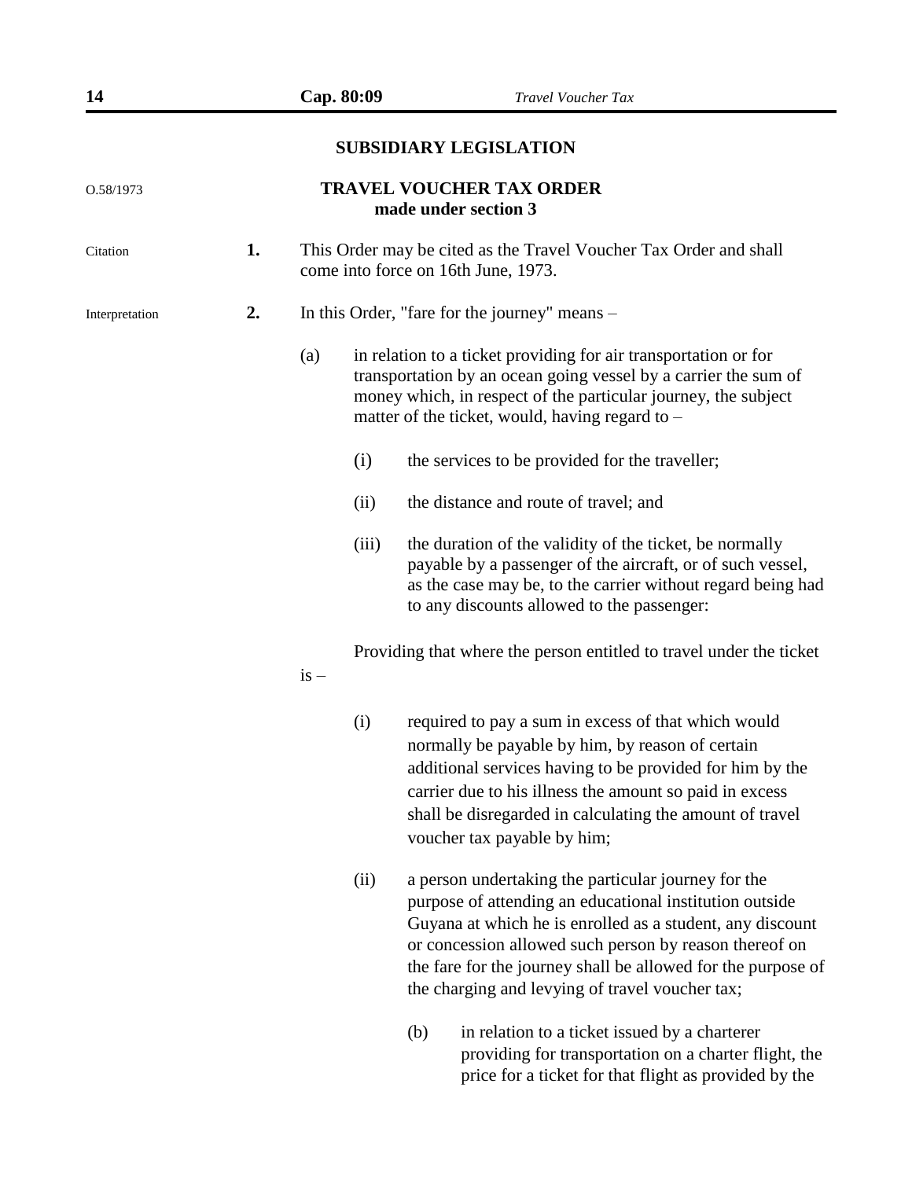## SUBSIDIARY LEGISLATION

O.58/1973

### TRAVEL VOUCHER TAX ORDER
**made under section 3**

Citation

**1.** This Order may be cited as the Travel Voucher Tax Order and shall come into force on 16th June, 1973.

Interpretation

**2.** In this Order, "fare for the journey" means –

(a) in relation to a ticket providing for air transportation or for transportation by an ocean going vessel by a carrier the sum of money which, in respect of the particular journey, the subject matter of the ticket, would, having regard to –

(i) the services to be provided for the traveller;

(ii) the distance and route of travel; and

(iii) the duration of the validity of the ticket, be normally payable by a passenger of the aircraft, or of such vessel, as the case may be, to the carrier without regard being had to any discounts allowed to the passenger:

Providing that where the person entitled to travel under the ticket is –

(i) required to pay a sum in excess of that which would normally be payable by him, by reason of certain additional services having to be provided for him by the carrier due to his illness the amount so paid in excess shall be disregarded in calculating the amount of travel voucher tax payable by him;

(ii) a person undertaking the particular journey for the purpose of attending an educational institution outside Guyana at which he is enrolled as a student, any discount or concession allowed such person by reason thereof on the fare for the journey shall be allowed for the purpose of the charging and levying of travel voucher tax;

(b) in relation to a ticket issued by a charterer providing for transportation on a charter flight, the price for a ticket for that flight as provided by the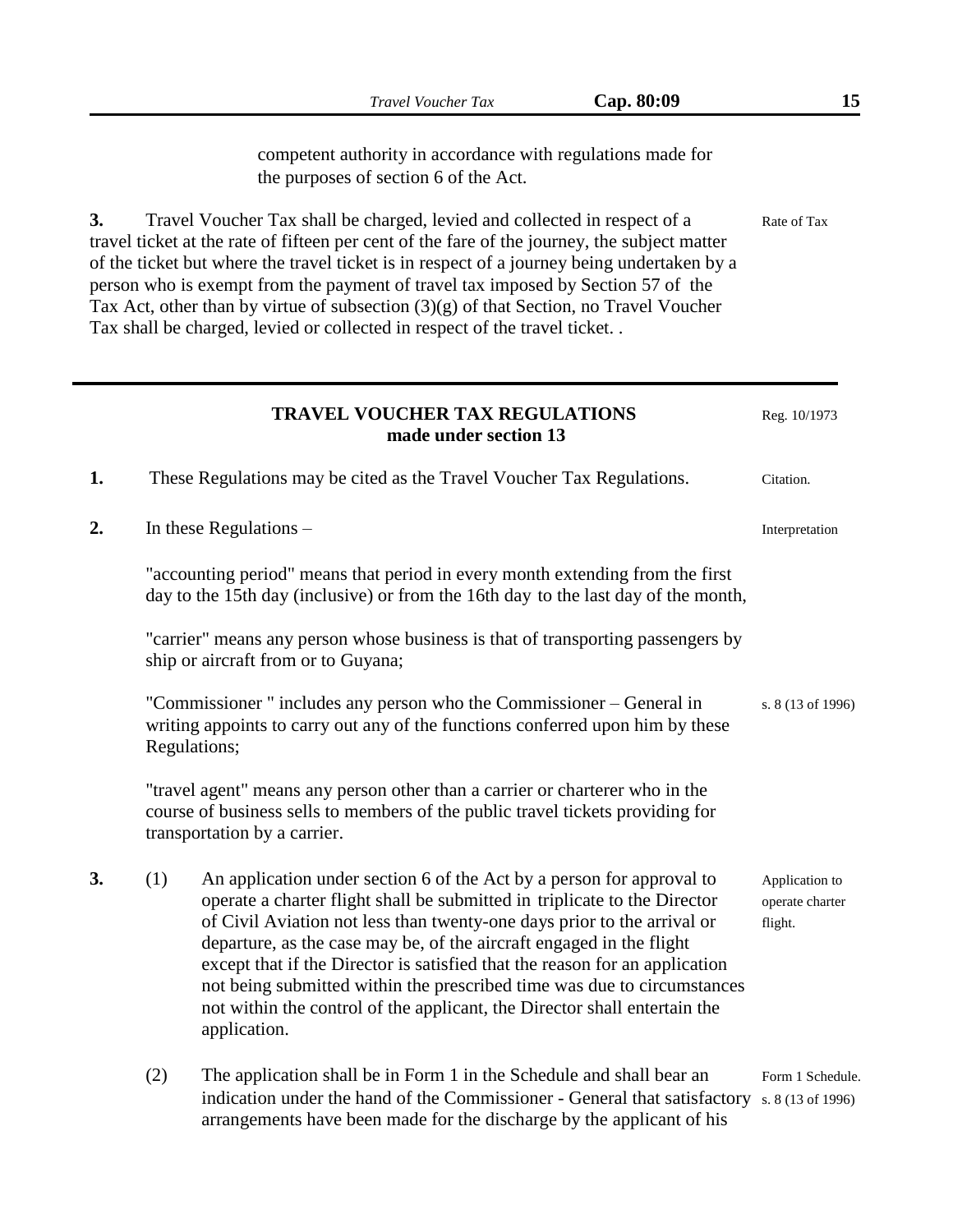competent authority in accordance with regulations made for the purposes of section 6 of the Act.

**3.** Travel Voucher Tax shall be charged, levied and collected in respect of a travel ticket at the rate of fifteen per cent of the fare of the journey, the subject matter of the ticket but where the travel ticket is in respect of a journey being undertaken by a person who is exempt from the payment of travel tax imposed by Section 57 of the Tax Act, other than by virtue of subsection (3)(g) of that Section, no Travel Voucher Tax shall be charged, levied or collected in respect of the travel ticket. .

Rate of Tax

---

## TRAVEL VOUCHER TAX REGULATIONS
### made under section 13

Reg. 10/1973

**1.** These Regulations may be cited as the Travel Voucher Tax Regulations.

Citation.

**2.** In these Regulations –

Interpretation

"accounting period" means that period in every month extending from the first day to the 15th day (inclusive) or from the 16th day to the last day of the month,

"carrier" means any person whose business is that of transporting passengers by ship or aircraft from or to Guyana;

"Commissioner " includes any person who the Commissioner – General in writing appoints to carry out any of the functions conferred upon him by these Regulations;

s. 8 (13 of 1996)

"travel agent" means any person other than a carrier or charterer who in the course of business sells to members of the public travel tickets providing for transportation by a carrier.

**3.** (1) An application under section 6 of the Act by a person for approval to operate a charter flight shall be submitted in triplicate to the Director of Civil Aviation not less than twenty-one days prior to the arrival or departure, as the case may be, of the aircraft engaged in the flight except that if the Director is satisfied that the reason for an application not being submitted within the prescribed time was due to circumstances not within the control of the applicant, the Director shall entertain the application.

Application to operate charter flight.

(2) The application shall be in Form 1 in the Schedule and shall bear an indication under the hand of the Commissioner - General that satisfactory arrangements have been made for the discharge by the applicant of his

Form 1 Schedule.
s. 8 (13 of 1996)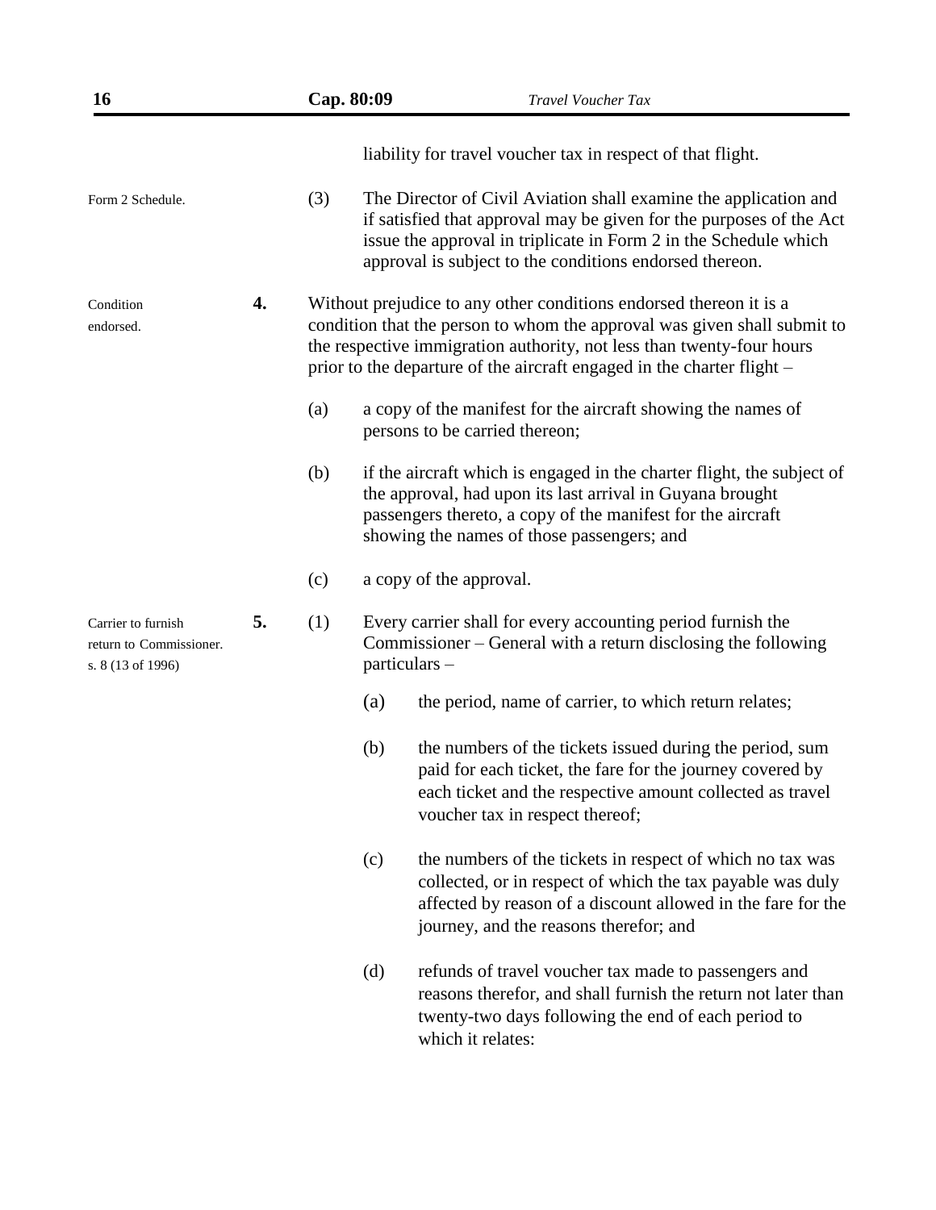liability for travel voucher tax in respect of that flight.

Form 2 Schedule.

(3) The Director of Civil Aviation shall examine the application and if satisfied that approval may be given for the purposes of the Act issue the approval in triplicate in Form 2 in the Schedule which approval is subject to the conditions endorsed thereon.

Condition endorsed.

**4.** Without prejudice to any other conditions endorsed thereon it is a condition that the person to whom the approval was given shall submit to the respective immigration authority, not less than twenty-four hours prior to the departure of the aircraft engaged in the charter flight –

(a) a copy of the manifest for the aircraft showing the names of persons to be carried thereon;

(b) if the aircraft which is engaged in the charter flight, the subject of the approval, had upon its last arrival in Guyana brought passengers thereto, a copy of the manifest for the aircraft showing the names of those passengers; and

(c) a copy of the approval.

Carrier to furnish return to Commissioner. s. 8 (13 of 1996)

**5.** (1) Every carrier shall for every accounting period furnish the Commissioner – General with a return disclosing the following particulars –

(a) the period, name of carrier, to which return relates;

(b) the numbers of the tickets issued during the period, sum paid for each ticket, the fare for the journey covered by each ticket and the respective amount collected as travel voucher tax in respect thereof;

(c) the numbers of the tickets in respect of which no tax was collected, or in respect of which the tax payable was duly affected by reason of a discount allowed in the fare for the journey, and the reasons therefor; and

(d) refunds of travel voucher tax made to passengers and reasons therefor, and shall furnish the return not later than twenty-two days following the end of each period to which it relates: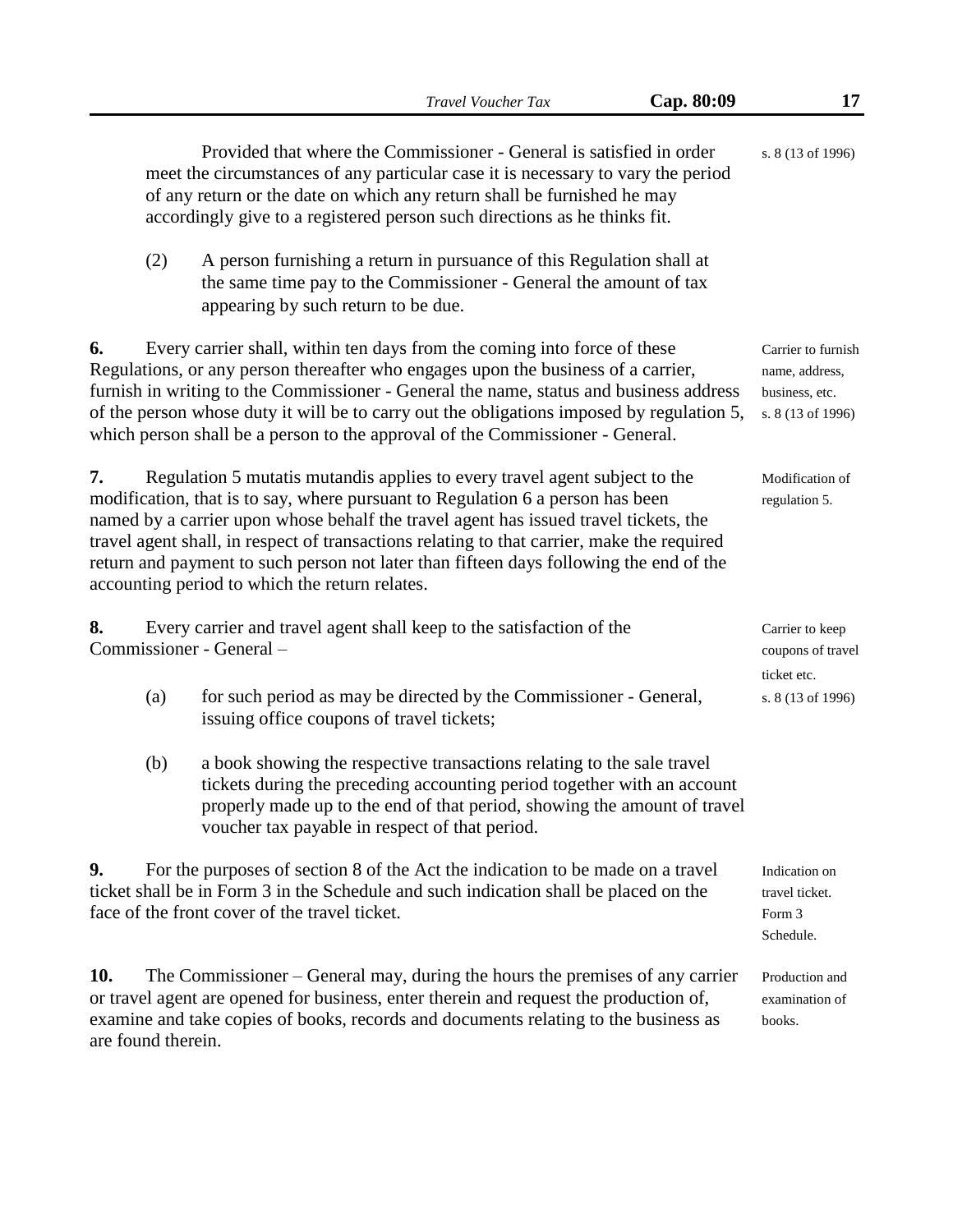Provided that where the Commissioner - General is satisfied in order meet the circumstances of any particular case it is necessary to vary the period of any return or the date on which any return shall be furnished he may accordingly give to a registered person such directions as he thinks fit.

s. 8 (13 of 1996)

(2) A person furnishing a return in pursuance of this Regulation shall at the same time pay to the Commissioner - General the amount of tax appearing by such return to be due.

**6.** Every carrier shall, within ten days from the coming into force of these Regulations, or any person thereafter who engages upon the business of a carrier, furnish in writing to the Commissioner - General the name, status and business address of the person whose duty it will be to carry out the obligations imposed by regulation 5, which person shall be a person to the approval of the Commissioner - General.

Carrier to furnish name, address, business, etc.
s. 8 (13 of 1996)

**7.** Regulation 5 mutatis mutandis applies to every travel agent subject to the modification, that is to say, where pursuant to Regulation 6 a person has been named by a carrier upon whose behalf the travel agent has issued travel tickets, the travel agent shall, in respect of transactions relating to that carrier, make the required return and payment to such person not later than fifteen days following the end of the accounting period to which the return relates.

Modification of regulation 5.

**8.** Every carrier and travel agent shall keep to the satisfaction of the Commissioner - General –

Carrier to keep coupons of travel ticket etc.
s. 8 (13 of 1996)

(a) for such period as may be directed by the Commissioner - General, issuing office coupons of travel tickets;

(b) a book showing the respective transactions relating to the sale travel tickets during the preceding accounting period together with an account properly made up to the end of that period, showing the amount of travel voucher tax payable in respect of that period.

**9.** For the purposes of section 8 of the Act the indication to be made on a travel ticket shall be in Form 3 in the Schedule and such indication shall be placed on the face of the front cover of the travel ticket.

Indication on travel ticket.
Form 3 Schedule.

**10.** The Commissioner – General may, during the hours the premises of any carrier or travel agent are opened for business, enter therein and request the production of, examine and take copies of books, records and documents relating to the business as are found therein.

Production and examination of books.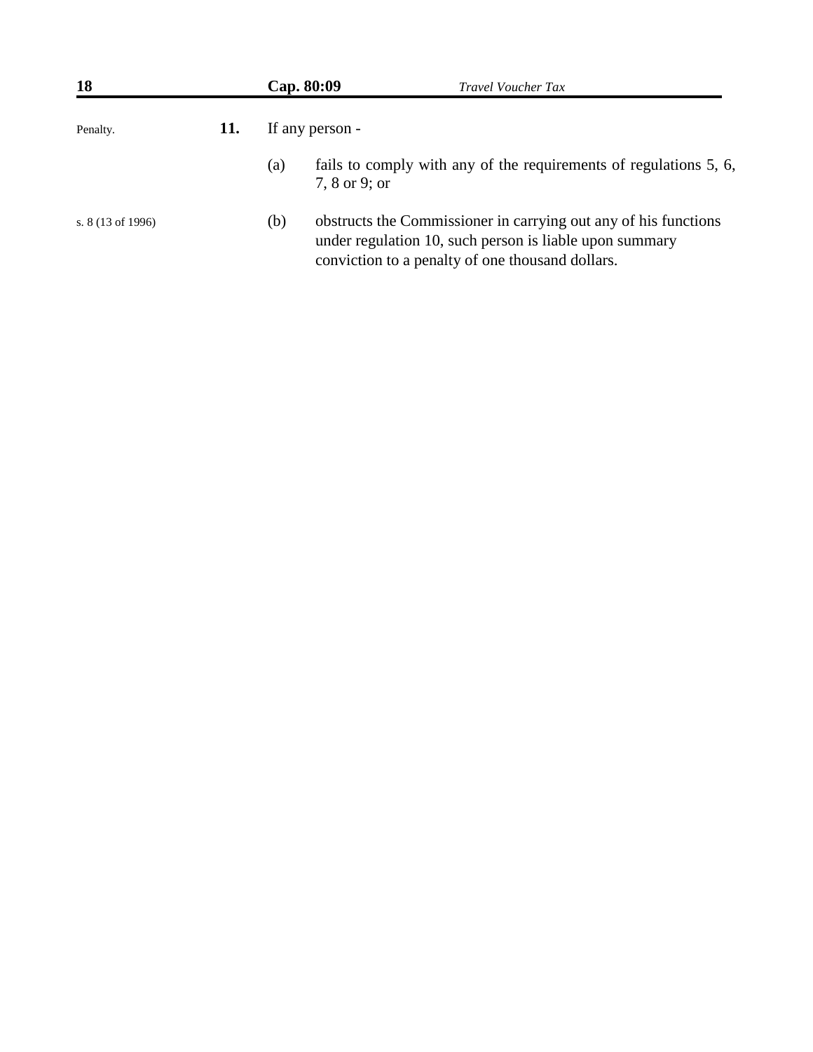Penalty.

**11.** If any person -

(a) fails to comply with any of the requirements of regulations 5, 6, 7, 8 or 9; or

s. 8 (13 of 1996)

(b) obstructs the Commissioner in carrying out any of his functions under regulation 10, such person is liable upon summary conviction to a penalty of one thousand dollars.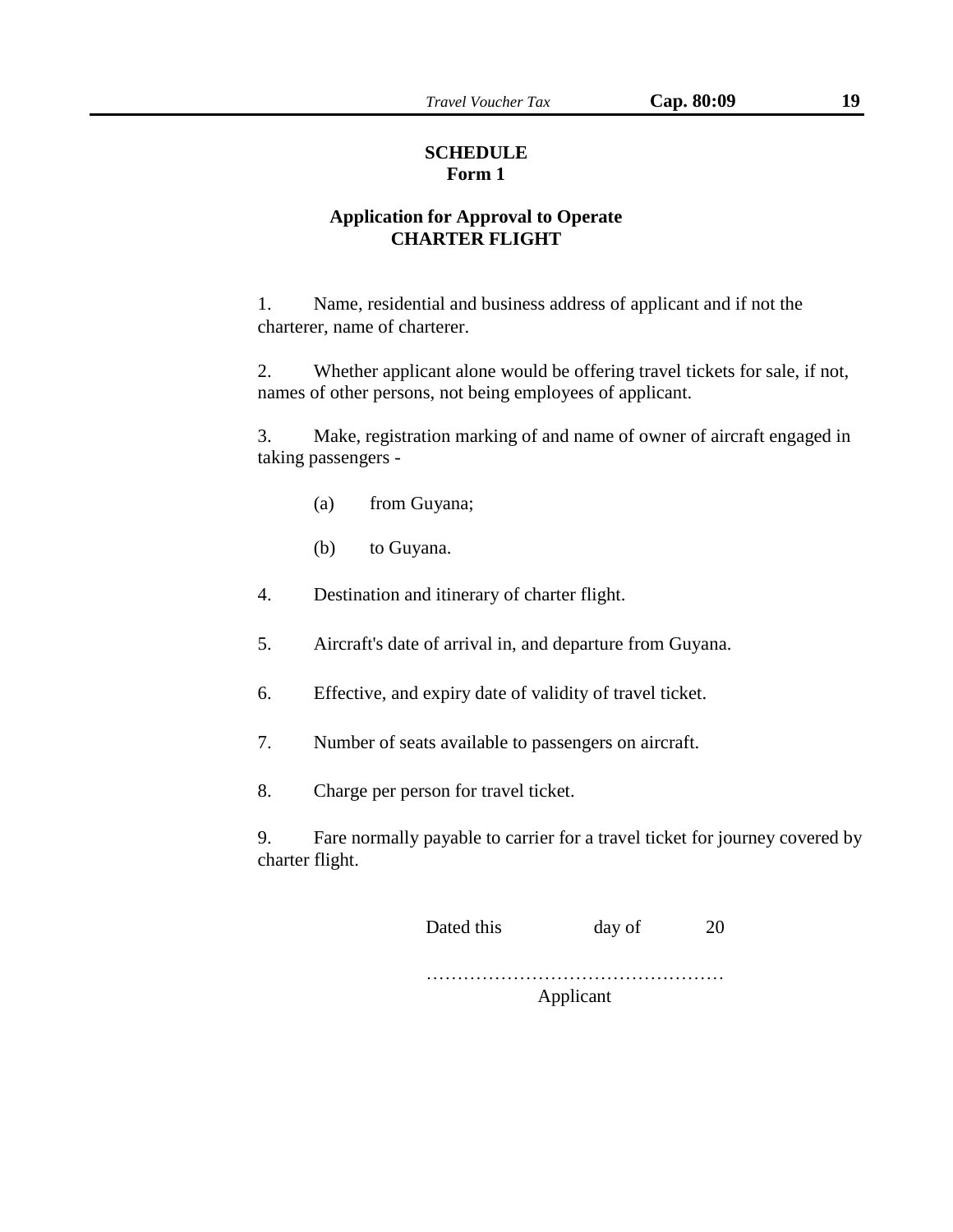# SCHEDULE

## Form 1

### Application for Approval to Operate CHARTER FLIGHT

1. Name, residential and business address of applicant and if not the charterer, name of charterer.

2. Whether applicant alone would be offering travel tickets for sale, if not, names of other persons, not being employees of applicant.

3. Make, registration marking of and name of owner of aircraft engaged in taking passengers -

   (a) from Guyana;

   (b) to Guyana.

4. Destination and itinerary of charter flight.

5. Aircraft's date of arrival in, and departure from Guyana.

6. Effective, and expiry date of validity of travel ticket.

7. Number of seats available to passengers on aircraft.

8. Charge per person for travel ticket.

9. Fare normally payable to carrier for a travel ticket for journey covered by charter flight.

Dated this day of 20

…………………………………………
Applicant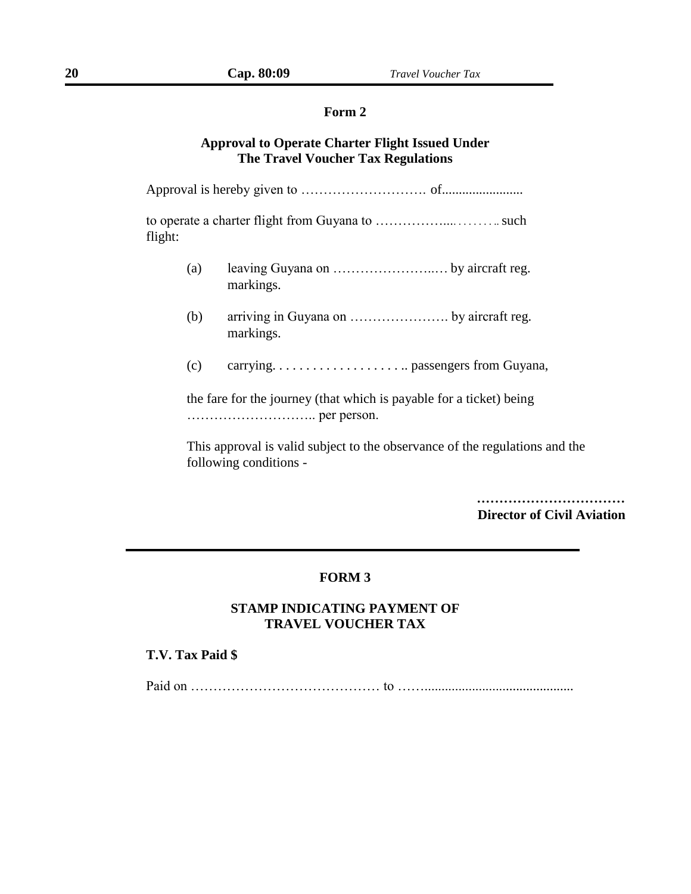## Form 2

### Approval to Operate Charter Flight Issued Under The Travel Voucher Tax Regulations

Approval is hereby given to ………………………. of.......................

to operate a charter flight from Guyana to ……………....……….. such flight:

(a) leaving Guyana on …………………..… by aircraft reg. markings.

(b) arriving in Guyana on …………………. by aircraft reg. markings.

(c) carrying. . . . . . . . . . . . . . . . . . . . .. passengers from Guyana,

the fare for the journey (that which is payable for a ticket) being ……………………….. per person.

This approval is valid subject to the observance of the regulations and the following conditions -

**……………………………**
**Director of Civil Aviation**

---

## FORM 3

### STAMP INDICATING PAYMENT OF TRAVEL VOUCHER TAX

**T.V. Tax Paid $**

Paid on …………………………………… to ……............................................